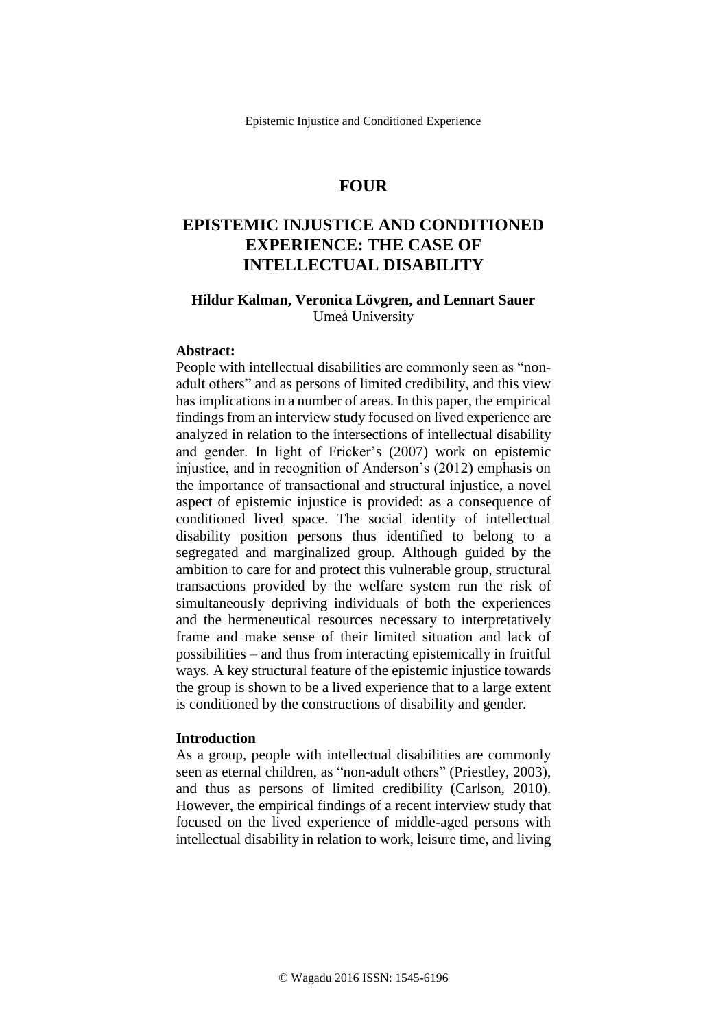# FOUR

# EPISTEMIC INJUSTICE AND CONDITIONED EXPERIENCE: THE CASE OF INTELLECTUAL DISABILITY

**Hildur Kalman, Veronica Lövgren, and Lennart Sauer**
Umeå University

**Abstract:**
People with intellectual disabilities are commonly seen as "non-adult others" and as persons of limited credibility, and this view has implications in a number of areas. In this paper, the empirical findings from an interview study focused on lived experience are analyzed in relation to the intersections of intellectual disability and gender. In light of Fricker's (2007) work on epistemic injustice, and in recognition of Anderson's (2012) emphasis on the importance of transactional and structural injustice, a novel aspect of epistemic injustice is provided: as a consequence of conditioned lived space. The social identity of intellectual disability position persons thus identified to belong to a segregated and marginalized group. Although guided by the ambition to care for and protect this vulnerable group, structural transactions provided by the welfare system run the risk of simultaneously depriving individuals of both the experiences and the hermeneutical resources necessary to interpretatively frame and make sense of their limited situation and lack of possibilities – and thus from interacting epistemically in fruitful ways. A key structural feature of the epistemic injustice towards the group is shown to be a lived experience that to a large extent is conditioned by the constructions of disability and gender.

## Introduction

As a group, people with intellectual disabilities are commonly seen as eternal children, as "non-adult others" (Priestley, 2003), and thus as persons of limited credibility (Carlson, 2010). However, the empirical findings of a recent interview study that focused on the lived experience of middle-aged persons with intellectual disability in relation to work, leisure time, and living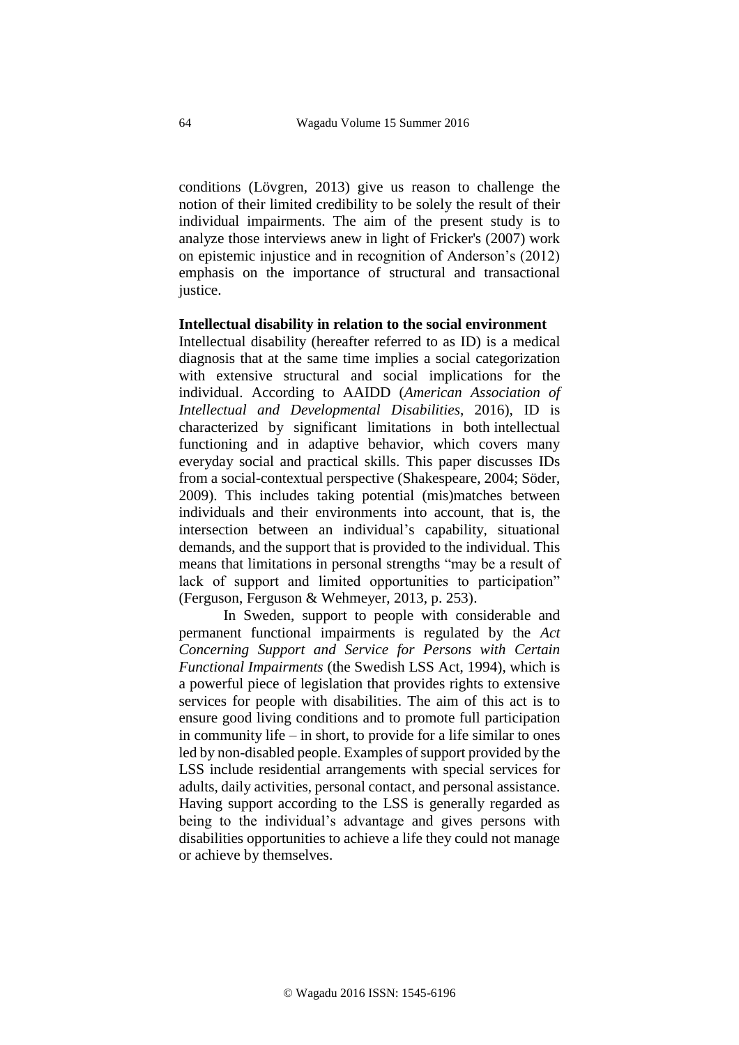conditions (Lövgren, 2013) give us reason to challenge the notion of their limited credibility to be solely the result of their individual impairments. The aim of the present study is to analyze those interviews anew in light of Fricker's (2007) work on epistemic injustice and in recognition of Anderson's (2012) emphasis on the importance of structural and transactional justice.

## Intellectual disability in relation to the social environment

Intellectual disability (hereafter referred to as ID) is a medical diagnosis that at the same time implies a social categorization with extensive structural and social implications for the individual. According to AAIDD (*American Association of Intellectual and Developmental Disabilities*, 2016), ID is characterized by significant limitations in both intellectual functioning and in adaptive behavior, which covers many everyday social and practical skills. This paper discusses IDs from a social-contextual perspective (Shakespeare, 2004; Söder, 2009). This includes taking potential (mis)matches between individuals and their environments into account, that is, the intersection between an individual's capability, situational demands, and the support that is provided to the individual. This means that limitations in personal strengths "may be a result of lack of support and limited opportunities to participation" (Ferguson, Ferguson & Wehmeyer, 2013, p. 253).

In Sweden, support to people with considerable and permanent functional impairments is regulated by the *Act Concerning Support and Service for Persons with Certain Functional Impairments* (the Swedish LSS Act, 1994), which is a powerful piece of legislation that provides rights to extensive services for people with disabilities. The aim of this act is to ensure good living conditions and to promote full participation in community life – in short, to provide for a life similar to ones led by non-disabled people. Examples of support provided by the LSS include residential arrangements with special services for adults, daily activities, personal contact, and personal assistance. Having support according to the LSS is generally regarded as being to the individual's advantage and gives persons with disabilities opportunities to achieve a life they could not manage or achieve by themselves.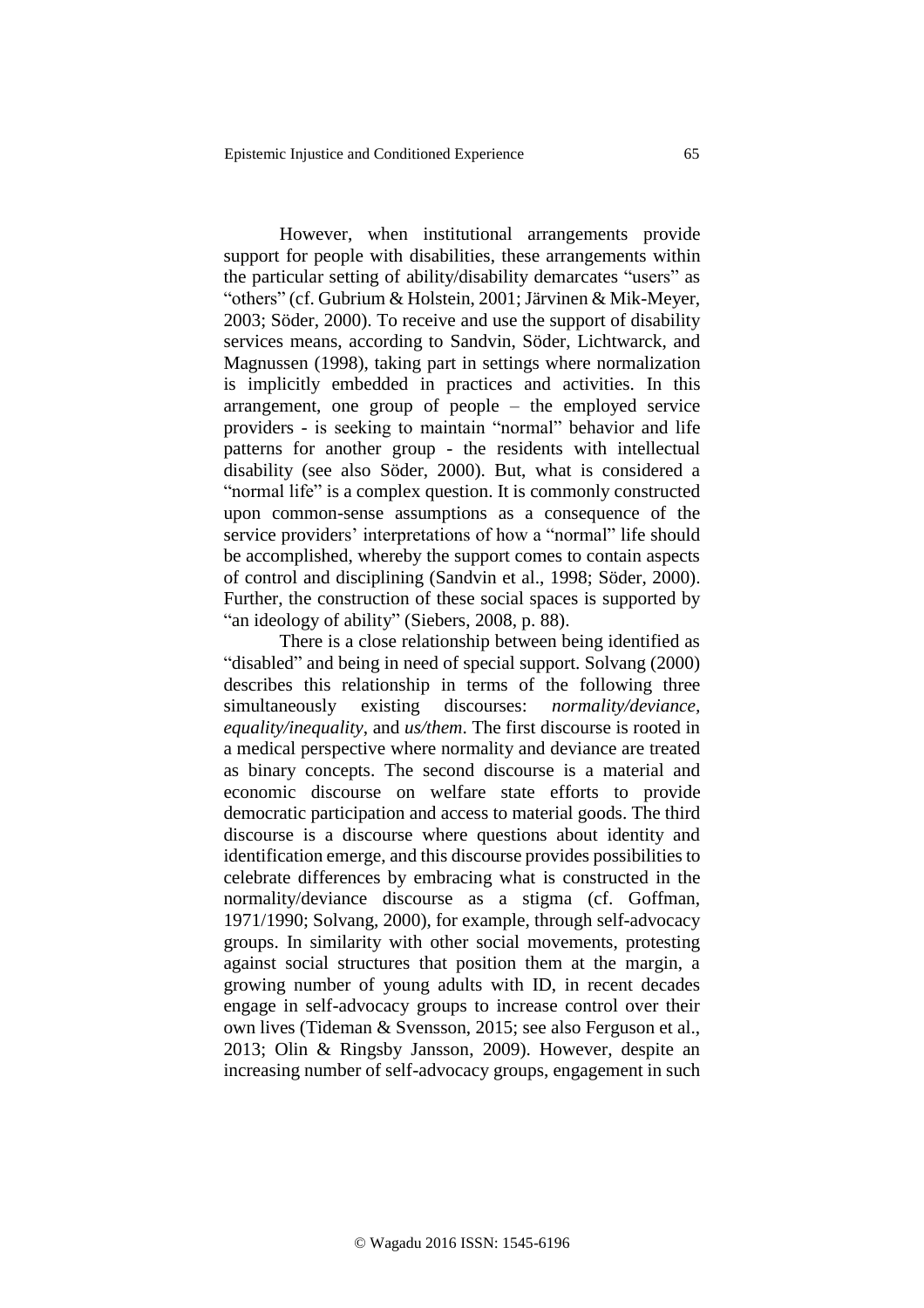However, when institutional arrangements provide support for people with disabilities, these arrangements within the particular setting of ability/disability demarcates "users" as "others" (cf. Gubrium & Holstein, 2001; Järvinen & Mik-Meyer, 2003; Söder, 2000). To receive and use the support of disability services means, according to Sandvin, Söder, Lichtwarck, and Magnussen (1998), taking part in settings where normalization is implicitly embedded in practices and activities. In this arrangement, one group of people – the employed service providers - is seeking to maintain "normal" behavior and life patterns for another group - the residents with intellectual disability (see also Söder, 2000). But, what is considered a "normal life" is a complex question. It is commonly constructed upon common-sense assumptions as a consequence of the service providers' interpretations of how a "normal" life should be accomplished, whereby the support comes to contain aspects of control and disciplining (Sandvin et al., 1998; Söder, 2000). Further, the construction of these social spaces is supported by "an ideology of ability" (Siebers, 2008, p. 88).

There is a close relationship between being identified as "disabled" and being in need of special support. Solvang (2000) describes this relationship in terms of the following three simultaneously existing discourses: *normality/deviance*, *equality/inequality*, and *us/them*. The first discourse is rooted in a medical perspective where normality and deviance are treated as binary concepts. The second discourse is a material and economic discourse on welfare state efforts to provide democratic participation and access to material goods. The third discourse is a discourse where questions about identity and identification emerge, and this discourse provides possibilities to celebrate differences by embracing what is constructed in the normality/deviance discourse as a stigma (cf. Goffman, 1971/1990; Solvang, 2000), for example, through self-advocacy groups. In similarity with other social movements, protesting against social structures that position them at the margin, a growing number of young adults with ID, in recent decades engage in self-advocacy groups to increase control over their own lives (Tideman & Svensson, 2015; see also Ferguson et al., 2013; Olin & Ringsby Jansson, 2009). However, despite an increasing number of self-advocacy groups, engagement in such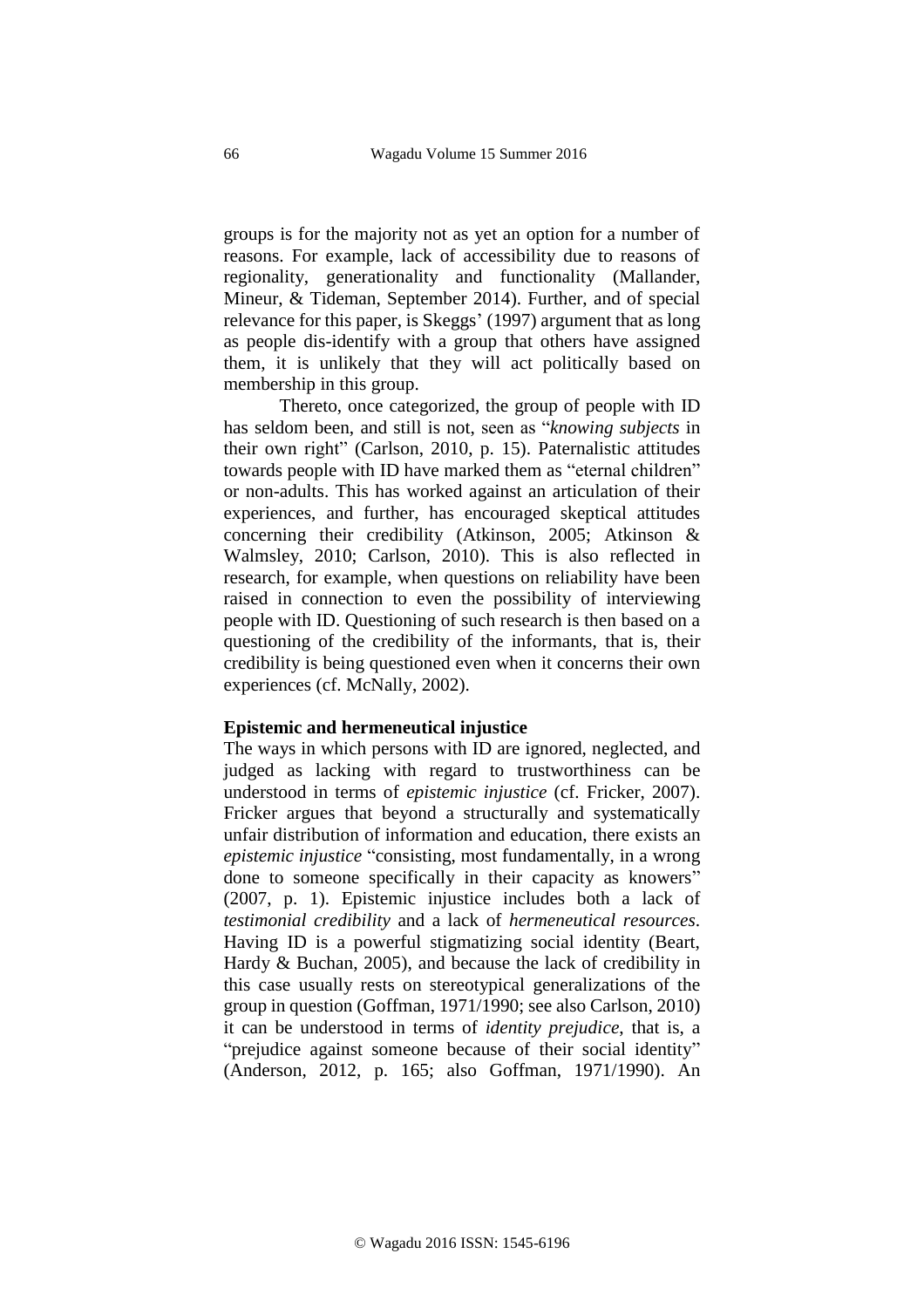groups is for the majority not as yet an option for a number of reasons. For example, lack of accessibility due to reasons of regionality, generationality and functionality (Mallander, Mineur, & Tideman, September 2014). Further, and of special relevance for this paper, is Skeggs' (1997) argument that as long as people dis-identify with a group that others have assigned them, it is unlikely that they will act politically based on membership in this group.

Thereto, once categorized, the group of people with ID has seldom been, and still is not, seen as "*knowing subjects* in their own right" (Carlson, 2010, p. 15). Paternalistic attitudes towards people with ID have marked them as "eternal children" or non-adults. This has worked against an articulation of their experiences, and further, has encouraged skeptical attitudes concerning their credibility (Atkinson, 2005; Atkinson & Walmsley, 2010; Carlson, 2010). This is also reflected in research, for example, when questions on reliability have been raised in connection to even the possibility of interviewing people with ID. Questioning of such research is then based on a questioning of the credibility of the informants, that is, their credibility is being questioned even when it concerns their own experiences (cf. McNally, 2002).

**Epistemic and hermeneutical injustice**

The ways in which persons with ID are ignored, neglected, and judged as lacking with regard to trustworthiness can be understood in terms of *epistemic injustice* (cf. Fricker, 2007). Fricker argues that beyond a structurally and systematically unfair distribution of information and education, there exists an *epistemic injustice* "consisting, most fundamentally, in a wrong done to someone specifically in their capacity as knowers" (2007, p. 1). Epistemic injustice includes both a lack of *testimonial credibility* and a lack of *hermeneutical resources*. Having ID is a powerful stigmatizing social identity (Beart, Hardy & Buchan, 2005), and because the lack of credibility in this case usually rests on stereotypical generalizations of the group in question (Goffman, 1971/1990; see also Carlson, 2010) it can be understood in terms of *identity prejudice*, that is, a "prejudice against someone because of their social identity" (Anderson, 2012, p. 165; also Goffman, 1971/1990). An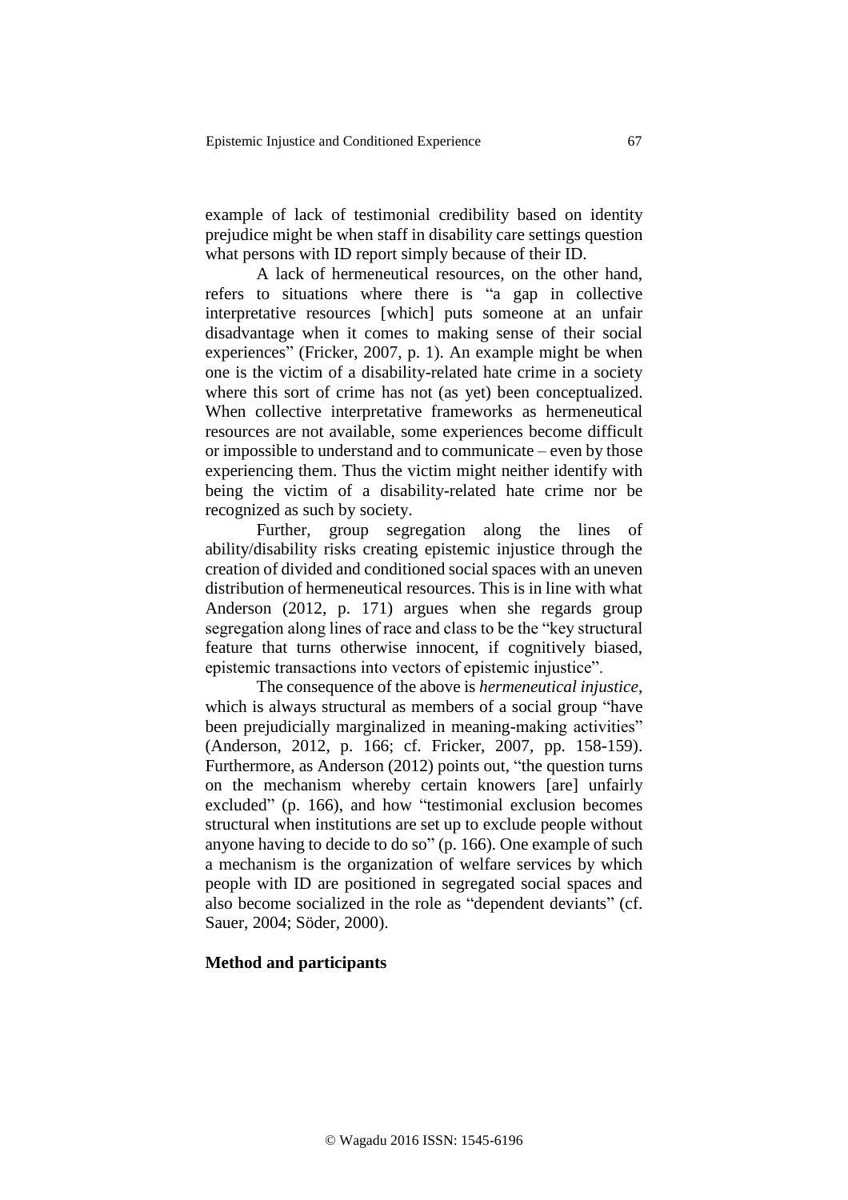example of lack of testimonial credibility based on identity prejudice might be when staff in disability care settings question what persons with ID report simply because of their ID.

A lack of hermeneutical resources, on the other hand, refers to situations where there is "a gap in collective interpretative resources [which] puts someone at an unfair disadvantage when it comes to making sense of their social experiences" (Fricker, 2007, p. 1). An example might be when one is the victim of a disability-related hate crime in a society where this sort of crime has not (as yet) been conceptualized. When collective interpretative frameworks as hermeneutical resources are not available, some experiences become difficult or impossible to understand and to communicate – even by those experiencing them. Thus the victim might neither identify with being the victim of a disability-related hate crime nor be recognized as such by society.

Further, group segregation along the lines of ability/disability risks creating epistemic injustice through the creation of divided and conditioned social spaces with an uneven distribution of hermeneutical resources. This is in line with what Anderson (2012, p. 171) argues when she regards group segregation along lines of race and class to be the "key structural feature that turns otherwise innocent, if cognitively biased, epistemic transactions into vectors of epistemic injustice".

The consequence of the above is *hermeneutical injustice*, which is always structural as members of a social group "have been prejudicially marginalized in meaning-making activities" (Anderson, 2012, p. 166; cf. Fricker, 2007, pp. 158-159). Furthermore, as Anderson (2012) points out, "the question turns on the mechanism whereby certain knowers [are] unfairly excluded" (p. 166), and how "testimonial exclusion becomes structural when institutions are set up to exclude people without anyone having to decide to do so" (p. 166). One example of such a mechanism is the organization of welfare services by which people with ID are positioned in segregated social spaces and also become socialized in the role as "dependent deviants" (cf. Sauer, 2004; Söder, 2000).

## Method and participants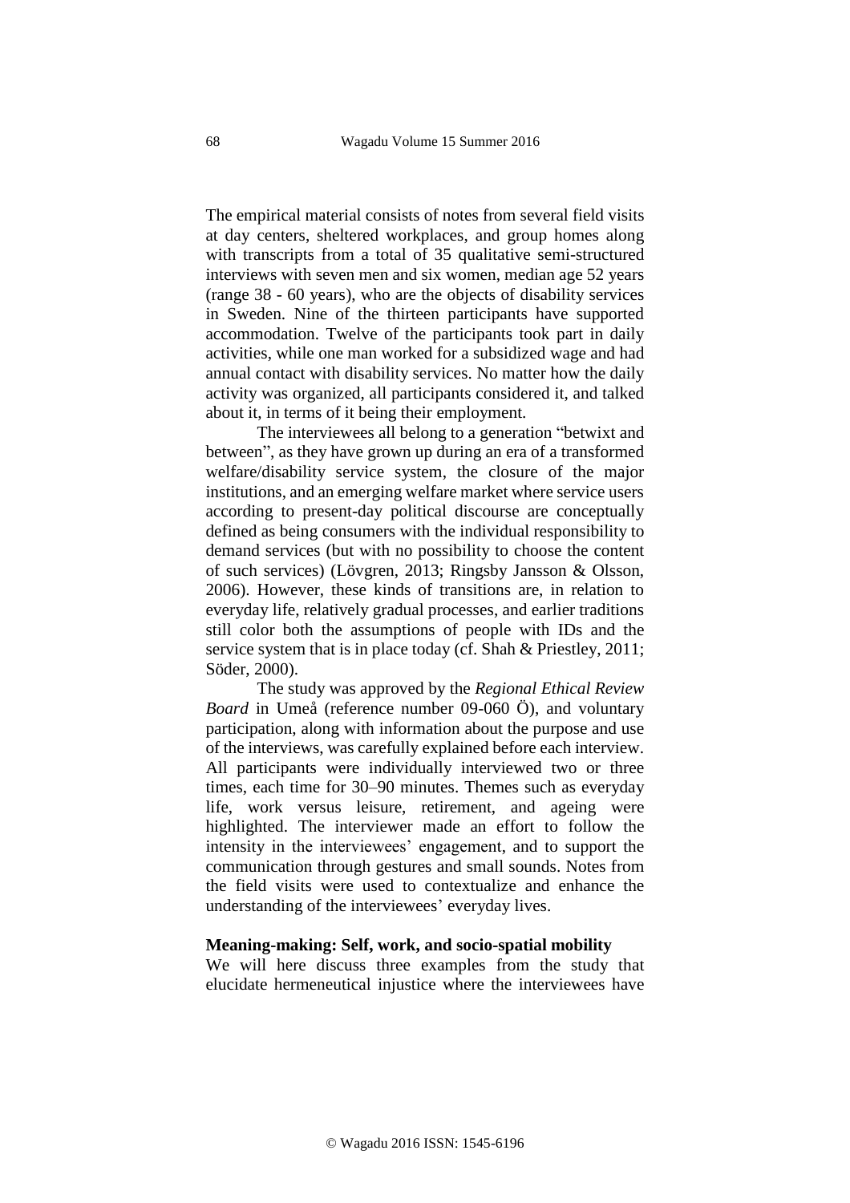The empirical material consists of notes from several field visits at day centers, sheltered workplaces, and group homes along with transcripts from a total of 35 qualitative semi-structured interviews with seven men and six women, median age 52 years (range 38 - 60 years), who are the objects of disability services in Sweden. Nine of the thirteen participants have supported accommodation. Twelve of the participants took part in daily activities, while one man worked for a subsidized wage and had annual contact with disability services. No matter how the daily activity was organized, all participants considered it, and talked about it, in terms of it being their employment.

The interviewees all belong to a generation "betwixt and between", as they have grown up during an era of a transformed welfare/disability service system, the closure of the major institutions, and an emerging welfare market where service users according to present-day political discourse are conceptually defined as being consumers with the individual responsibility to demand services (but with no possibility to choose the content of such services) (Lövgren, 2013; Ringsby Jansson & Olsson, 2006). However, these kinds of transitions are, in relation to everyday life, relatively gradual processes, and earlier traditions still color both the assumptions of people with IDs and the service system that is in place today (cf. Shah & Priestley, 2011; Söder, 2000).

The study was approved by the *Regional Ethical Review Board* in Umeå (reference number 09-060 Ö), and voluntary participation, along with information about the purpose and use of the interviews, was carefully explained before each interview. All participants were individually interviewed two or three times, each time for 30–90 minutes. Themes such as everyday life, work versus leisure, retirement, and ageing were highlighted. The interviewer made an effort to follow the intensity in the interviewees' engagement, and to support the communication through gestures and small sounds. Notes from the field visits were used to contextualize and enhance the understanding of the interviewees' everyday lives.

**Meaning-making: Self, work, and socio-spatial mobility**

We will here discuss three examples from the study that elucidate hermeneutical injustice where the interviewees have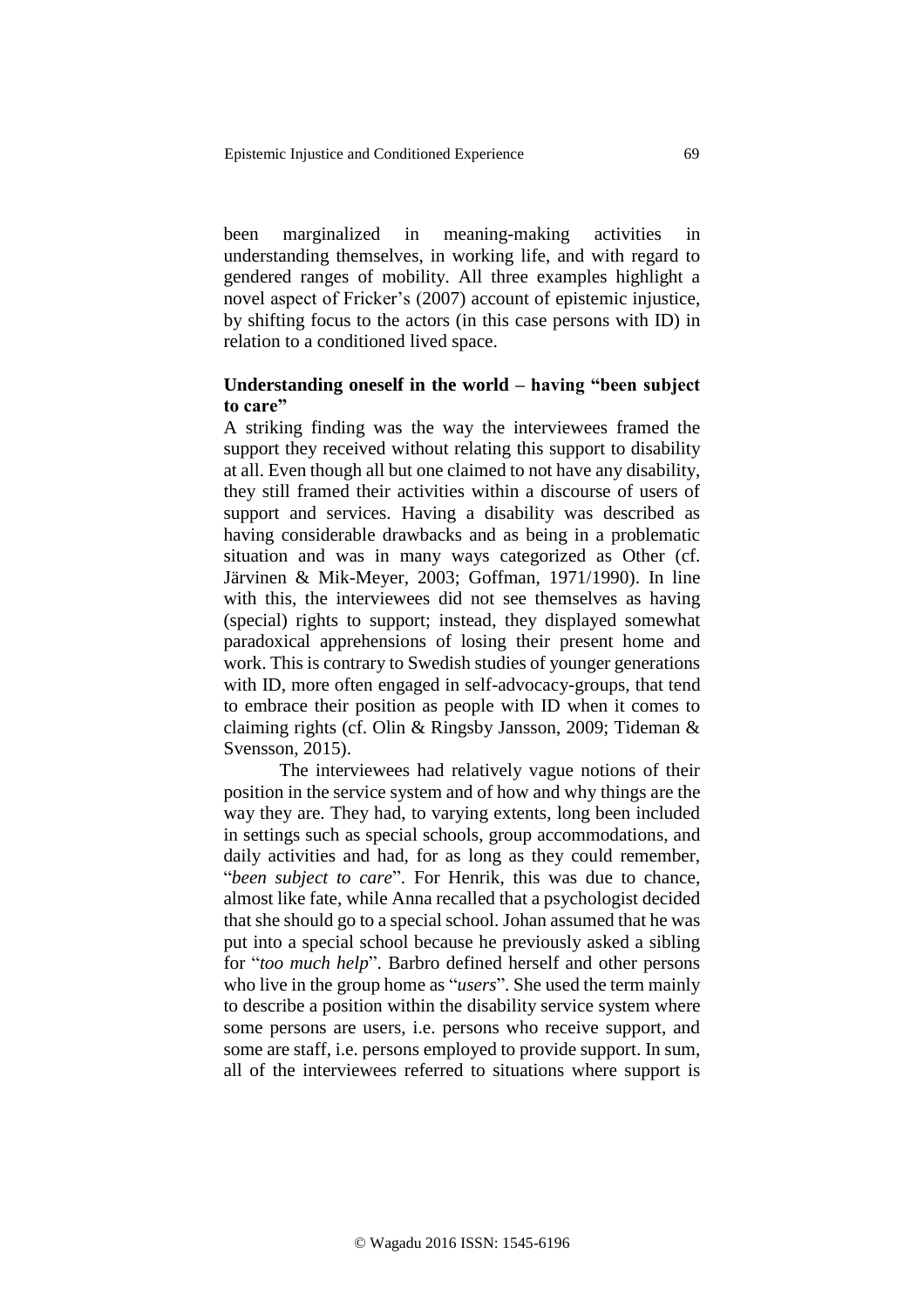been marginalized in meaning-making activities in understanding themselves, in working life, and with regard to gendered ranges of mobility. All three examples highlight a novel aspect of Fricker's (2007) account of epistemic injustice, by shifting focus to the actors (in this case persons with ID) in relation to a conditioned lived space.

### Understanding oneself in the world – having "been subject to care"

A striking finding was the way the interviewees framed the support they received without relating this support to disability at all. Even though all but one claimed to not have any disability, they still framed their activities within a discourse of users of support and services. Having a disability was described as having considerable drawbacks and as being in a problematic situation and was in many ways categorized as Other (cf. Järvinen & Mik-Meyer, 2003; Goffman, 1971/1990). In line with this, the interviewees did not see themselves as having (special) rights to support; instead, they displayed somewhat paradoxical apprehensions of losing their present home and work. This is contrary to Swedish studies of younger generations with ID, more often engaged in self-advocacy-groups, that tend to embrace their position as people with ID when it comes to claiming rights (cf. Olin & Ringsby Jansson, 2009; Tideman & Svensson, 2015).

The interviewees had relatively vague notions of their position in the service system and of how and why things are the way they are. They had, to varying extents, long been included in settings such as special schools, group accommodations, and daily activities and had, for as long as they could remember, "*been subject to care*". For Henrik, this was due to chance, almost like fate, while Anna recalled that a psychologist decided that she should go to a special school. Johan assumed that he was put into a special school because he previously asked a sibling for "*too much help*". Barbro defined herself and other persons who live in the group home as "*users*". She used the term mainly to describe a position within the disability service system where some persons are users, i.e. persons who receive support, and some are staff, i.e. persons employed to provide support. In sum, all of the interviewees referred to situations where support is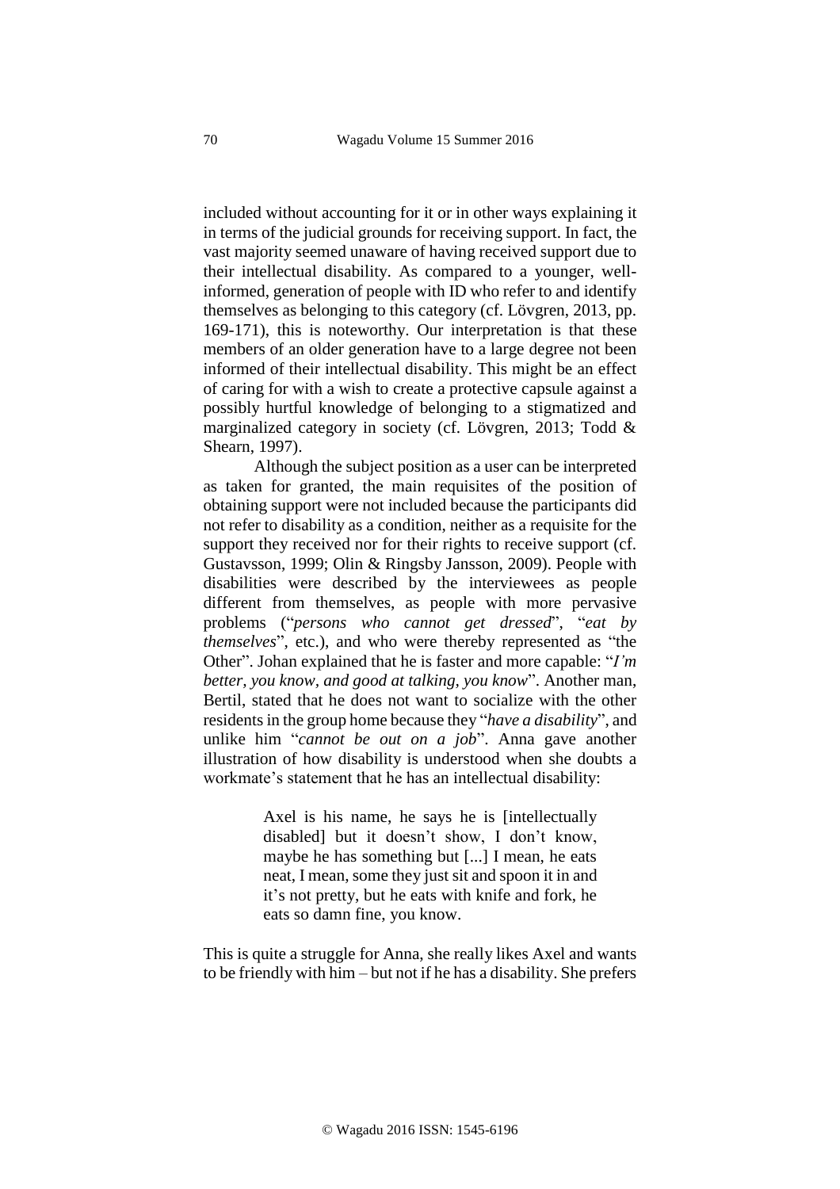included without accounting for it or in other ways explaining it in terms of the judicial grounds for receiving support. In fact, the vast majority seemed unaware of having received support due to their intellectual disability. As compared to a younger, well-informed, generation of people with ID who refer to and identify themselves as belonging to this category (cf. Lövgren, 2013, pp. 169-171), this is noteworthy. Our interpretation is that these members of an older generation have to a large degree not been informed of their intellectual disability. This might be an effect of caring for with a wish to create a protective capsule against a possibly hurtful knowledge of belonging to a stigmatized and marginalized category in society (cf. Lövgren, 2013; Todd & Shearn, 1997).

Although the subject position as a user can be interpreted as taken for granted, the main requisites of the position of obtaining support were not included because the participants did not refer to disability as a condition, neither as a requisite for the support they received nor for their rights to receive support (cf. Gustavsson, 1999; Olin & Ringsby Jansson, 2009). People with disabilities were described by the interviewees as people different from themselves, as people with more pervasive problems ("*persons who cannot get dressed*", "*eat by themselves*", etc.), and who were thereby represented as "the Other". Johan explained that he is faster and more capable: "*I'm better, you know, and good at talking, you know*". Another man, Bertil, stated that he does not want to socialize with the other residents in the group home because they "*have a disability*", and unlike him "*cannot be out on a job*". Anna gave another illustration of how disability is understood when she doubts a workmate's statement that he has an intellectual disability:

> Axel is his name, he says he is [intellectually disabled] but it doesn't show, I don't know, maybe he has something but [...] I mean, he eats neat, I mean, some they just sit and spoon it in and it's not pretty, but he eats with knife and fork, he eats so damn fine, you know.

This is quite a struggle for Anna, she really likes Axel and wants to be friendly with him – but not if he has a disability. She prefers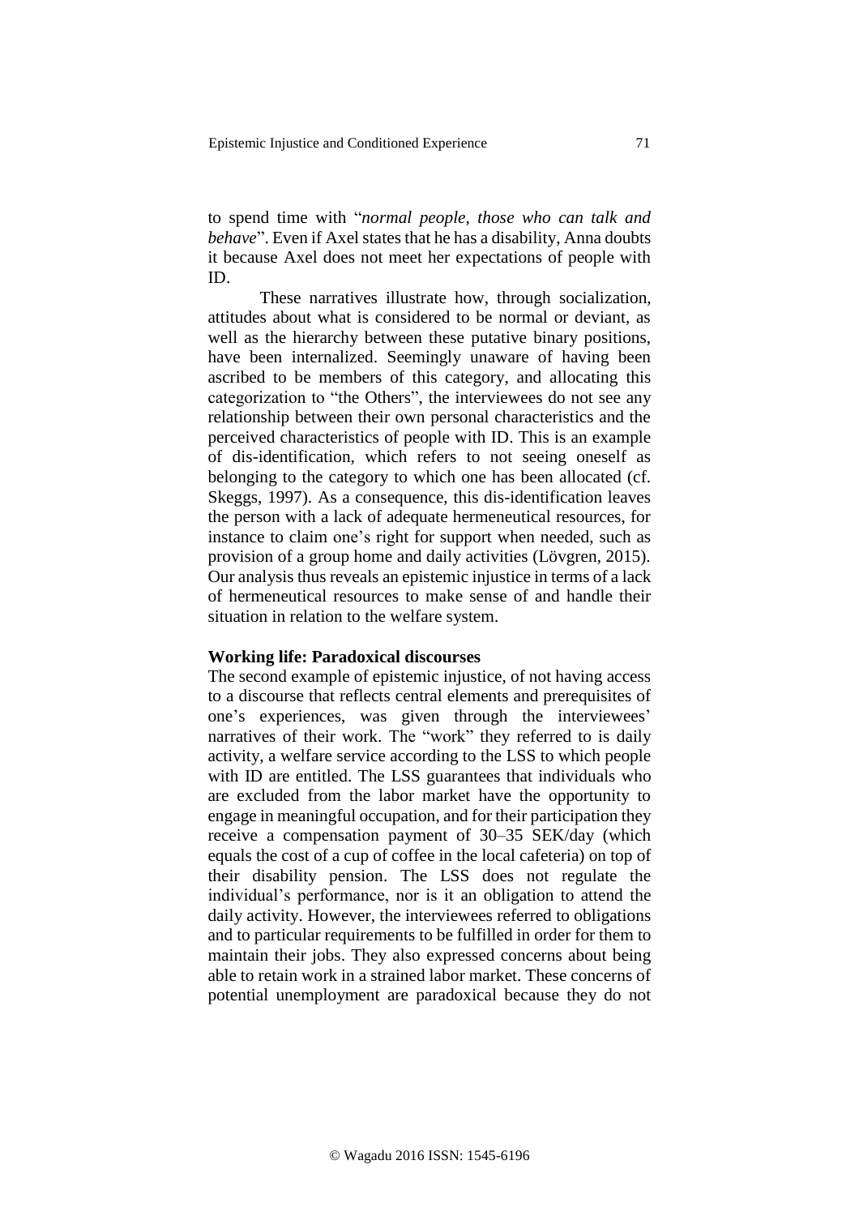to spend time with "*normal people, those who can talk and behave*". Even if Axel states that he has a disability, Anna doubts it because Axel does not meet her expectations of people with ID.

These narratives illustrate how, through socialization, attitudes about what is considered to be normal or deviant, as well as the hierarchy between these putative binary positions, have been internalized. Seemingly unaware of having been ascribed to be members of this category, and allocating this categorization to "the Others", the interviewees do not see any relationship between their own personal characteristics and the perceived characteristics of people with ID. This is an example of dis-identification, which refers to not seeing oneself as belonging to the category to which one has been allocated (cf. Skeggs, 1997). As a consequence, this dis-identification leaves the person with a lack of adequate hermeneutical resources, for instance to claim one's right for support when needed, such as provision of a group home and daily activities (Lövgren, 2015). Our analysis thus reveals an epistemic injustice in terms of a lack of hermeneutical resources to make sense of and handle their situation in relation to the welfare system.

**Working life: Paradoxical discourses**

The second example of epistemic injustice, of not having access to a discourse that reflects central elements and prerequisites of one's experiences, was given through the interviewees' narratives of their work. The "work" they referred to is daily activity, a welfare service according to the LSS to which people with ID are entitled. The LSS guarantees that individuals who are excluded from the labor market have the opportunity to engage in meaningful occupation, and for their participation they receive a compensation payment of 30–35 SEK/day (which equals the cost of a cup of coffee in the local cafeteria) on top of their disability pension. The LSS does not regulate the individual's performance, nor is it an obligation to attend the daily activity. However, the interviewees referred to obligations and to particular requirements to be fulfilled in order for them to maintain their jobs. They also expressed concerns about being able to retain work in a strained labor market. These concerns of potential unemployment are paradoxical because they do not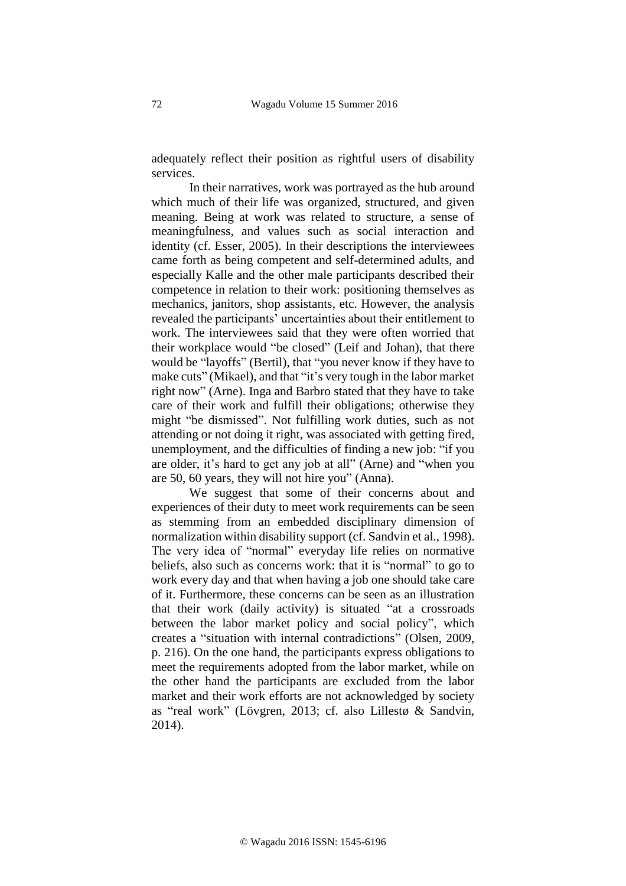adequately reflect their position as rightful users of disability services.

In their narratives, work was portrayed as the hub around which much of their life was organized, structured, and given meaning. Being at work was related to structure, a sense of meaningfulness, and values such as social interaction and identity (cf. Esser, 2005). In their descriptions the interviewees came forth as being competent and self-determined adults, and especially Kalle and the other male participants described their competence in relation to their work: positioning themselves as mechanics, janitors, shop assistants, etc. However, the analysis revealed the participants' uncertainties about their entitlement to work. The interviewees said that they were often worried that their workplace would "be closed" (Leif and Johan), that there would be "layoffs" (Bertil), that "you never know if they have to make cuts" (Mikael), and that "it's very tough in the labor market right now" (Arne). Inga and Barbro stated that they have to take care of their work and fulfill their obligations; otherwise they might "be dismissed". Not fulfilling work duties, such as not attending or not doing it right, was associated with getting fired, unemployment, and the difficulties of finding a new job: "if you are older, it's hard to get any job at all" (Arne) and "when you are 50, 60 years, they will not hire you" (Anna).

We suggest that some of their concerns about and experiences of their duty to meet work requirements can be seen as stemming from an embedded disciplinary dimension of normalization within disability support (cf. Sandvin et al., 1998). The very idea of "normal" everyday life relies on normative beliefs, also such as concerns work: that it is "normal" to go to work every day and that when having a job one should take care of it. Furthermore, these concerns can be seen as an illustration that their work (daily activity) is situated "at a crossroads between the labor market policy and social policy", which creates a "situation with internal contradictions" (Olsen, 2009, p. 216). On the one hand, the participants express obligations to meet the requirements adopted from the labor market, while on the other hand the participants are excluded from the labor market and their work efforts are not acknowledged by society as "real work" (Lövgren, 2013; cf. also Lillestø & Sandvin, 2014).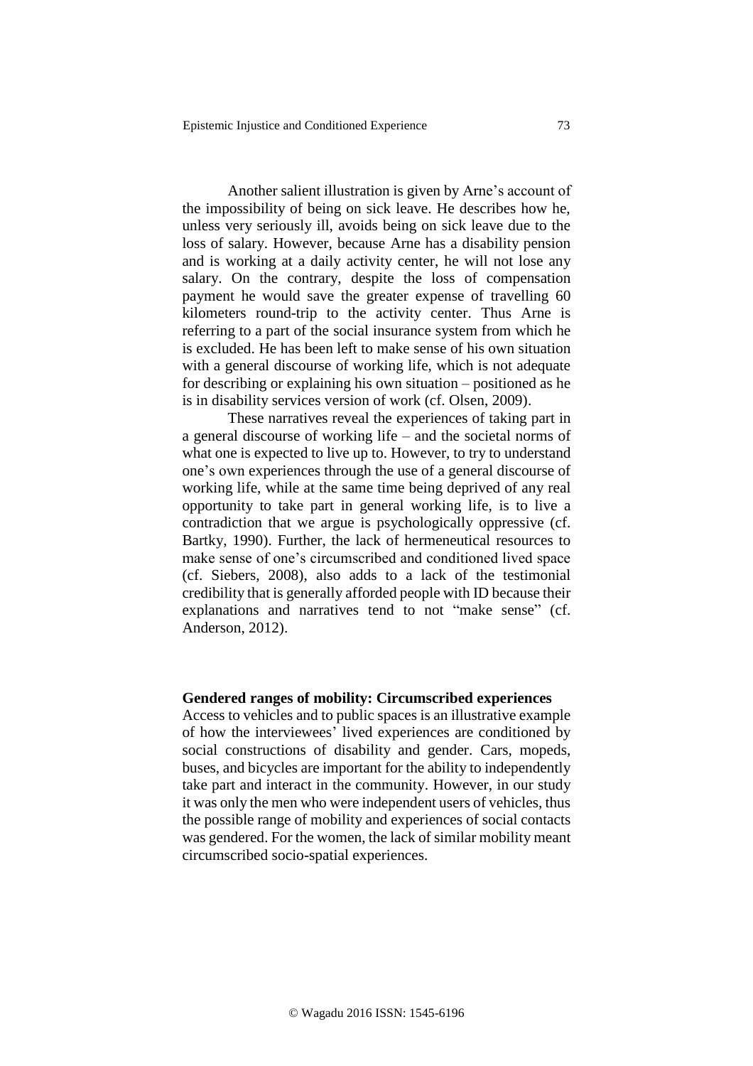Another salient illustration is given by Arne's account of the impossibility of being on sick leave. He describes how he, unless very seriously ill, avoids being on sick leave due to the loss of salary. However, because Arne has a disability pension and is working at a daily activity center, he will not lose any salary. On the contrary, despite the loss of compensation payment he would save the greater expense of travelling 60 kilometers round-trip to the activity center. Thus Arne is referring to a part of the social insurance system from which he is excluded. He has been left to make sense of his own situation with a general discourse of working life, which is not adequate for describing or explaining his own situation – positioned as he is in disability services version of work (cf. Olsen, 2009).

These narratives reveal the experiences of taking part in a general discourse of working life – and the societal norms of what one is expected to live up to. However, to try to understand one's own experiences through the use of a general discourse of working life, while at the same time being deprived of any real opportunity to take part in general working life, is to live a contradiction that we argue is psychologically oppressive (cf. Bartky, 1990). Further, the lack of hermeneutical resources to make sense of one's circumscribed and conditioned lived space (cf. Siebers, 2008), also adds to a lack of the testimonial credibility that is generally afforded people with ID because their explanations and narratives tend to not "make sense" (cf. Anderson, 2012).

### Gendered ranges of mobility: Circumscribed experiences

Access to vehicles and to public spaces is an illustrative example of how the interviewees' lived experiences are conditioned by social constructions of disability and gender. Cars, mopeds, buses, and bicycles are important for the ability to independently take part and interact in the community. However, in our study it was only the men who were independent users of vehicles, thus the possible range of mobility and experiences of social contacts was gendered. For the women, the lack of similar mobility meant circumscribed socio-spatial experiences.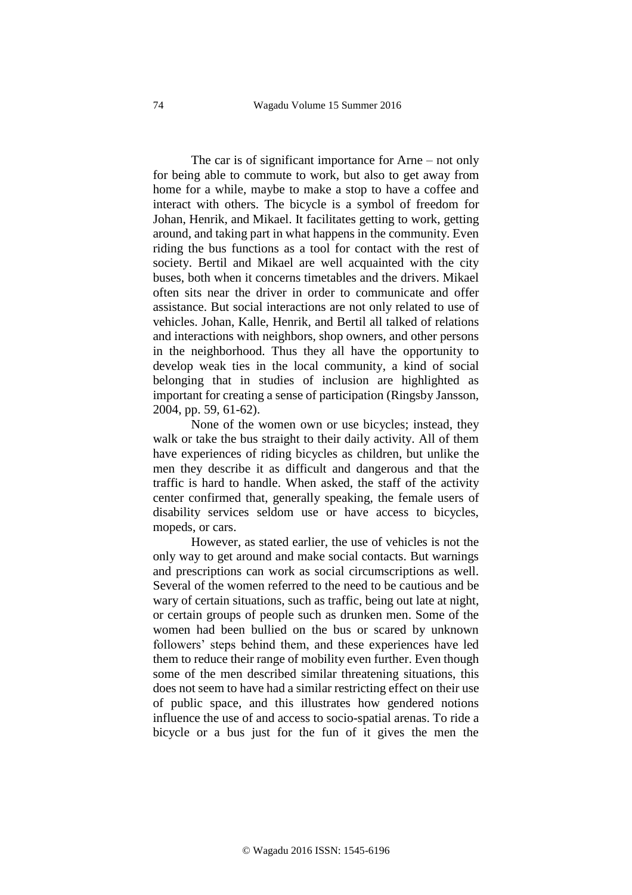The car is of significant importance for Arne – not only for being able to commute to work, but also to get away from home for a while, maybe to make a stop to have a coffee and interact with others. The bicycle is a symbol of freedom for Johan, Henrik, and Mikael. It facilitates getting to work, getting around, and taking part in what happens in the community. Even riding the bus functions as a tool for contact with the rest of society. Bertil and Mikael are well acquainted with the city buses, both when it concerns timetables and the drivers. Mikael often sits near the driver in order to communicate and offer assistance. But social interactions are not only related to use of vehicles. Johan, Kalle, Henrik, and Bertil all talked of relations and interactions with neighbors, shop owners, and other persons in the neighborhood. Thus they all have the opportunity to develop weak ties in the local community, a kind of social belonging that in studies of inclusion are highlighted as important for creating a sense of participation (Ringsby Jansson, 2004, pp. 59, 61-62).

None of the women own or use bicycles; instead, they walk or take the bus straight to their daily activity. All of them have experiences of riding bicycles as children, but unlike the men they describe it as difficult and dangerous and that the traffic is hard to handle. When asked, the staff of the activity center confirmed that, generally speaking, the female users of disability services seldom use or have access to bicycles, mopeds, or cars.

However, as stated earlier, the use of vehicles is not the only way to get around and make social contacts. But warnings and prescriptions can work as social circumscriptions as well. Several of the women referred to the need to be cautious and be wary of certain situations, such as traffic, being out late at night, or certain groups of people such as drunken men. Some of the women had been bullied on the bus or scared by unknown followers' steps behind them, and these experiences have led them to reduce their range of mobility even further. Even though some of the men described similar threatening situations, this does not seem to have had a similar restricting effect on their use of public space, and this illustrates how gendered notions influence the use of and access to socio-spatial arenas. To ride a bicycle or a bus just for the fun of it gives the men the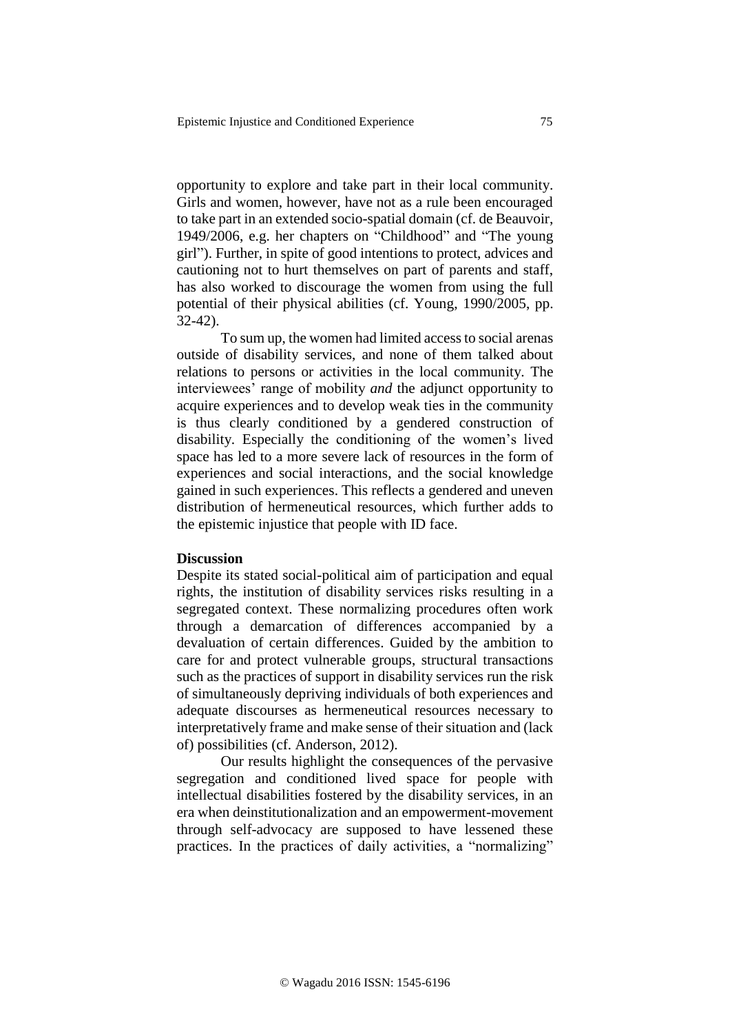opportunity to explore and take part in their local community. Girls and women, however, have not as a rule been encouraged to take part in an extended socio-spatial domain (cf. de Beauvoir, 1949/2006, e.g. her chapters on "Childhood" and "The young girl"). Further, in spite of good intentions to protect, advices and cautioning not to hurt themselves on part of parents and staff, has also worked to discourage the women from using the full potential of their physical abilities (cf. Young, 1990/2005, pp. 32-42).

To sum up, the women had limited access to social arenas outside of disability services, and none of them talked about relations to persons or activities in the local community. The interviewees' range of mobility *and* the adjunct opportunity to acquire experiences and to develop weak ties in the community is thus clearly conditioned by a gendered construction of disability. Especially the conditioning of the women's lived space has led to a more severe lack of resources in the form of experiences and social interactions, and the social knowledge gained in such experiences. This reflects a gendered and uneven distribution of hermeneutical resources, which further adds to the epistemic injustice that people with ID face.

**Discussion**

Despite its stated social-political aim of participation and equal rights, the institution of disability services risks resulting in a segregated context. These normalizing procedures often work through a demarcation of differences accompanied by a devaluation of certain differences. Guided by the ambition to care for and protect vulnerable groups, structural transactions such as the practices of support in disability services run the risk of simultaneously depriving individuals of both experiences and adequate discourses as hermeneutical resources necessary to interpretatively frame and make sense of their situation and (lack of) possibilities (cf. Anderson, 2012).

Our results highlight the consequences of the pervasive segregation and conditioned lived space for people with intellectual disabilities fostered by the disability services, in an era when deinstitutionalization and an empowerment-movement through self-advocacy are supposed to have lessened these practices. In the practices of daily activities, a "normalizing"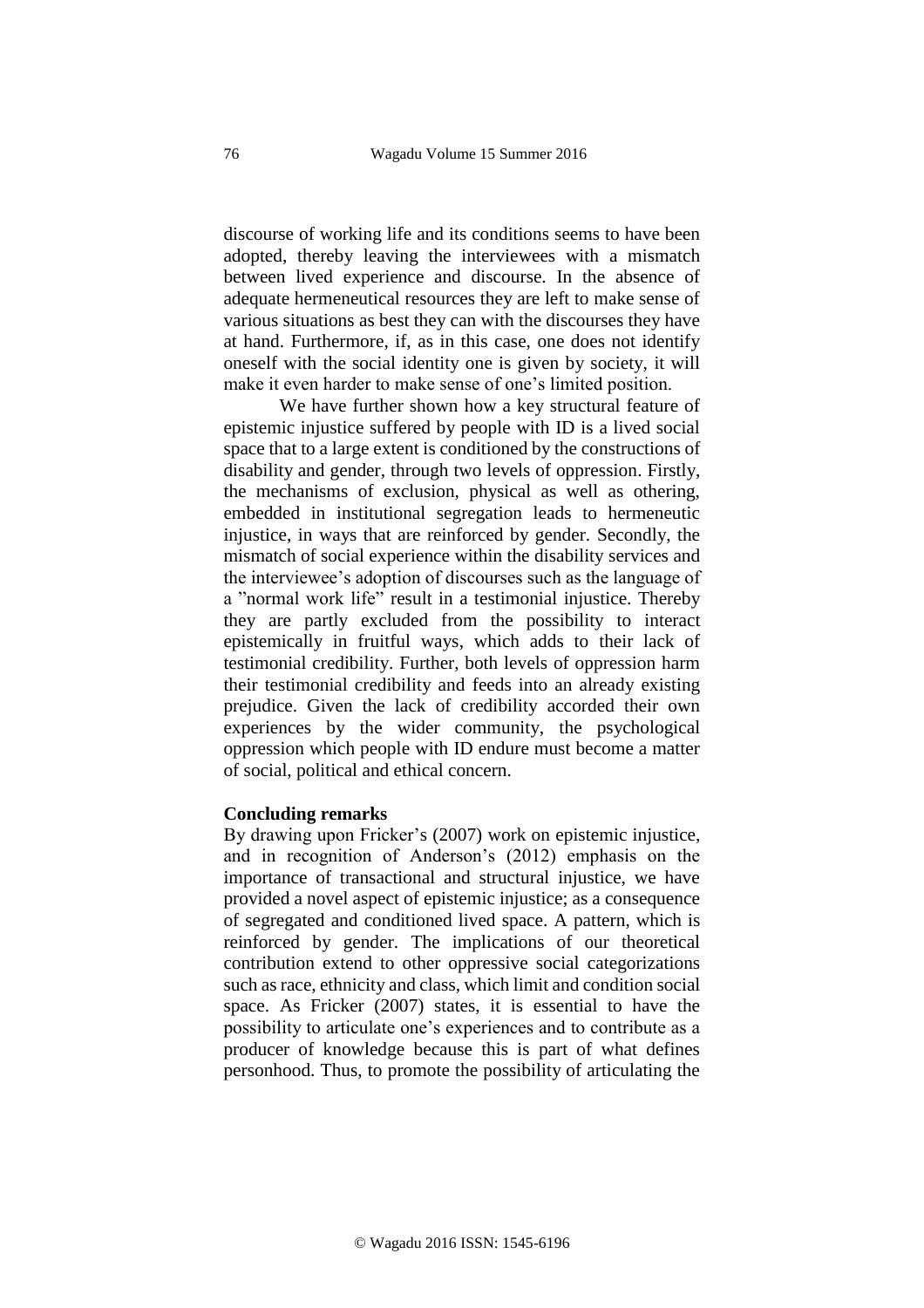discourse of working life and its conditions seems to have been adopted, thereby leaving the interviewees with a mismatch between lived experience and discourse. In the absence of adequate hermeneutical resources they are left to make sense of various situations as best they can with the discourses they have at hand. Furthermore, if, as in this case, one does not identify oneself with the social identity one is given by society, it will make it even harder to make sense of one's limited position.

We have further shown how a key structural feature of epistemic injustice suffered by people with ID is a lived social space that to a large extent is conditioned by the constructions of disability and gender, through two levels of oppression. Firstly, the mechanisms of exclusion, physical as well as othering, embedded in institutional segregation leads to hermeneutic injustice, in ways that are reinforced by gender. Secondly, the mismatch of social experience within the disability services and the interviewee's adoption of discourses such as the language of a "normal work life" result in a testimonial injustice. Thereby they are partly excluded from the possibility to interact epistemically in fruitful ways, which adds to their lack of testimonial credibility. Further, both levels of oppression harm their testimonial credibility and feeds into an already existing prejudice. Given the lack of credibility accorded their own experiences by the wider community, the psychological oppression which people with ID endure must become a matter of social, political and ethical concern.

## Concluding remarks

By drawing upon Fricker's (2007) work on epistemic injustice, and in recognition of Anderson's (2012) emphasis on the importance of transactional and structural injustice, we have provided a novel aspect of epistemic injustice; as a consequence of segregated and conditioned lived space. A pattern, which is reinforced by gender. The implications of our theoretical contribution extend to other oppressive social categorizations such as race, ethnicity and class, which limit and condition social space. As Fricker (2007) states, it is essential to have the possibility to articulate one's experiences and to contribute as a producer of knowledge because this is part of what defines personhood. Thus, to promote the possibility of articulating the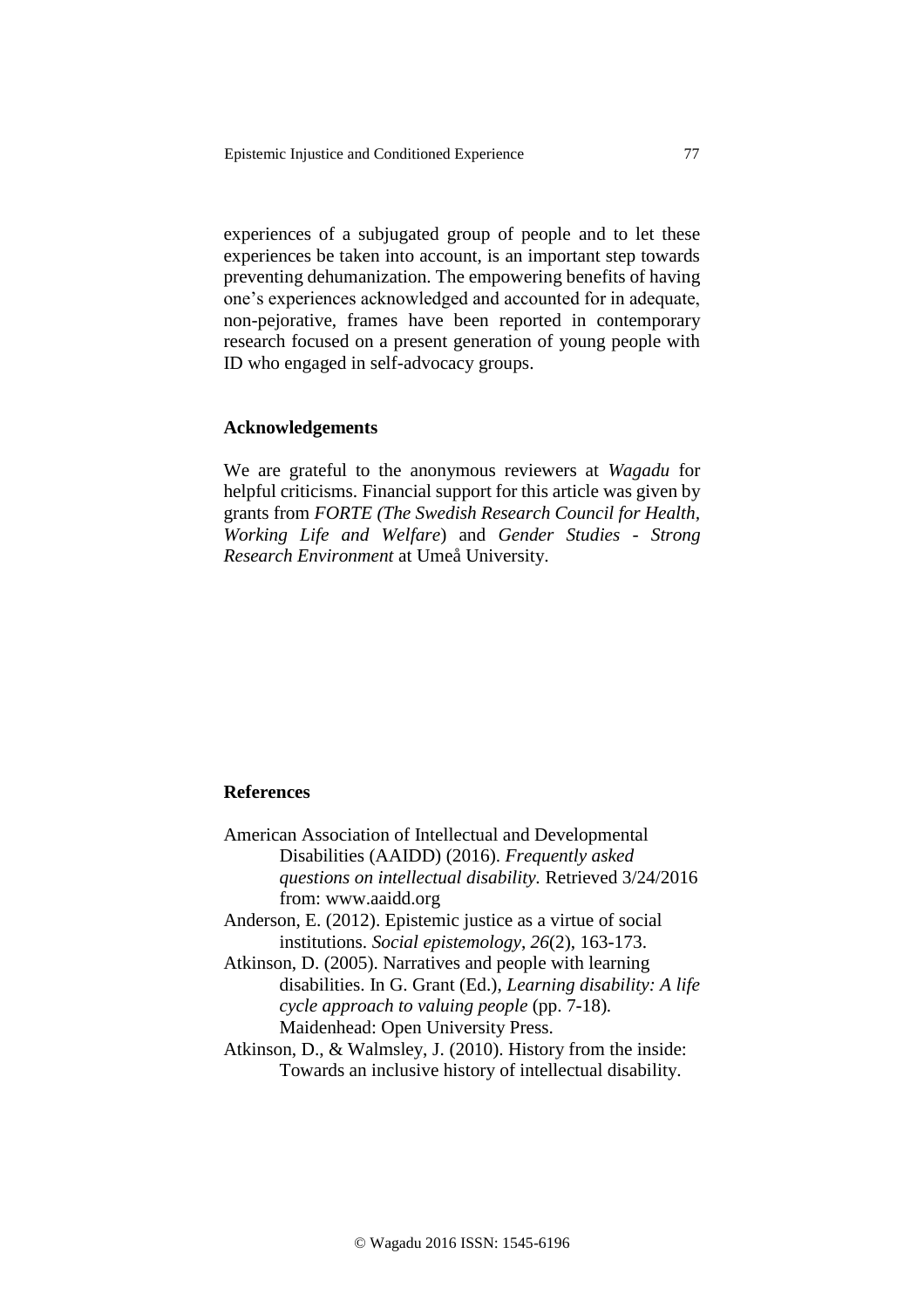experiences of a subjugated group of people and to let these experiences be taken into account, is an important step towards preventing dehumanization. The empowering benefits of having one's experiences acknowledged and accounted for in adequate, non-pejorative, frames have been reported in contemporary research focused on a present generation of young people with ID who engaged in self-advocacy groups.

## Acknowledgements

We are grateful to the anonymous reviewers at *Wagadu* for helpful criticisms. Financial support for this article was given by grants from *FORTE (The Swedish Research Council for Health, Working Life and Welfare*) and *Gender Studies - Strong Research Environment* at Umeå University.

## References

American Association of Intellectual and Developmental Disabilities (AAIDD) (2016). *Frequently asked questions on intellectual disability.* Retrieved 3/24/2016 from: www.aaidd.org

Anderson, E. (2012). Epistemic justice as a virtue of social institutions. *Social epistemology*, *26*(2), 163-173.

Atkinson, D. (2005). Narratives and people with learning disabilities. In G. Grant (Ed.), *Learning disability: A life cycle approach to valuing people* (pp. 7-18). Maidenhead: Open University Press.

Atkinson, D., & Walmsley, J. (2010). History from the inside: Towards an inclusive history of intellectual disability.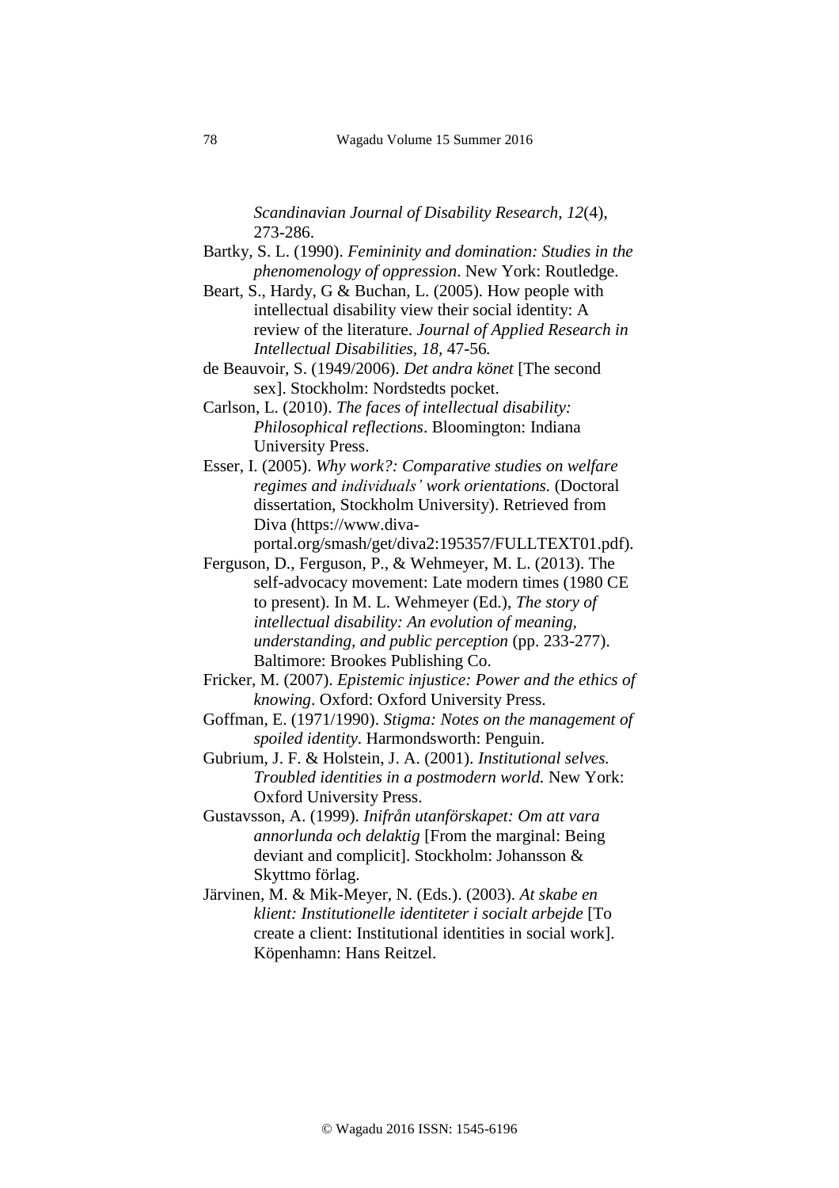*Scandinavian Journal of Disability Research*, *12*(4), 273-286.

Bartky, S. L. (1990). *Femininity and domination: Studies in the phenomenology of oppression*. New York: Routledge.

Beart, S., Hardy, G & Buchan, L. (2005). How people with intellectual disability view their social identity: A review of the literature. *Journal of Applied Research in Intellectual Disabilities, 18*, 47-56*.*

de Beauvoir, S. (1949/2006). *Det andra könet* [The second sex]. Stockholm: Nordstedts pocket.

Carlson, L. (2010). *The faces of intellectual disability: Philosophical reflections*. Bloomington: Indiana University Press.

Esser, I. (2005). *Why work?: Comparative studies on welfare regimes and individuals' work orientations.* (Doctoral dissertation, Stockholm University). Retrieved from Diva (https://www.diva-portal.org/smash/get/diva2:195357/FULLTEXT01.pdf).

Ferguson, D., Ferguson, P., & Wehmeyer, M. L. (2013). The self-advocacy movement: Late modern times (1980 CE to present). In M. L. Wehmeyer (Ed.), *The story of intellectual disability: An evolution of meaning, understanding, and public perception* (pp. 233-277). Baltimore: Brookes Publishing Co.

Fricker, M. (2007). *Epistemic injustice: Power and the ethics of knowing*. Oxford: Oxford University Press.

Goffman, E. (1971/1990). *Stigma: Notes on the management of spoiled identity*. Harmondsworth: Penguin.

Gubrium, J. F. & Holstein, J. A. (2001). *Institutional selves. Troubled identities in a postmodern world.* New York: Oxford University Press.

Gustavsson, A. (1999). *Inifrån utanförskapet: Om att vara annorlunda och delaktig* [From the marginal: Being deviant and complicit]. Stockholm: Johansson & Skyttmo förlag.

Järvinen, M. & Mik-Meyer, N. (Eds.). (2003). *At skabe en klient: Institutionelle identiteter i socialt arbejde* [To create a client: Institutional identities in social work]. Köpenhamn: Hans Reitzel.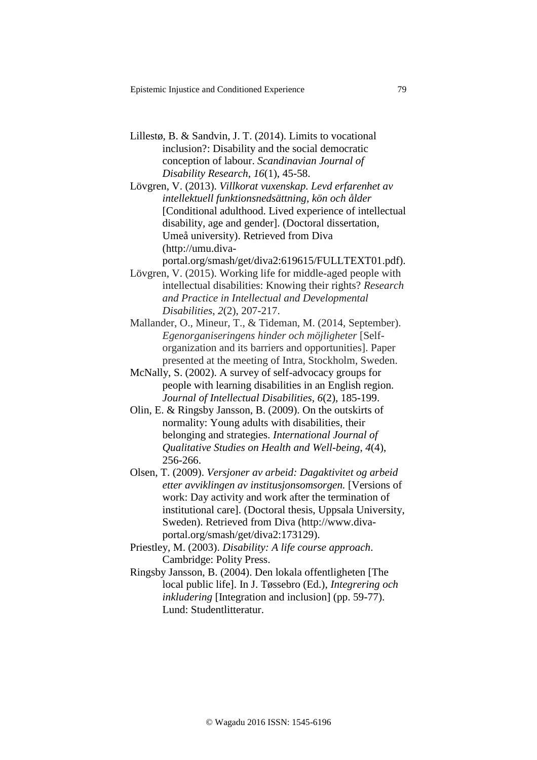Lillestø, B. & Sandvin, J. T. (2014). Limits to vocational inclusion?: Disability and the social democratic conception of labour. *Scandinavian Journal of Disability Research*, *16*(1), 45-58.

Lövgren, V. (2013). *Villkorat vuxenskap. Levd erfarenhet av intellektuell funktionsnedsättning, kön och ålder* [Conditional adulthood. Lived experience of intellectual disability, age and gender]. (Doctoral dissertation, Umeå university). Retrieved from Diva (http://umu.diva-portal.org/smash/get/diva2:619615/FULLTEXT01.pdf).

Lövgren, V. (2015). Working life for middle-aged people with intellectual disabilities: Knowing their rights? *Research and Practice in Intellectual and Developmental Disabilities*, *2*(2), 207-217.

Mallander, O., Mineur, T., & Tideman, M. (2014, September). *Egenorganiseringens hinder och möjligheter* [Self-organization and its barriers and opportunities]. Paper presented at the meeting of Intra, Stockholm, Sweden.

McNally, S. (2002). A survey of self-advocacy groups for people with learning disabilities in an English region. *Journal of Intellectual Disabilities*, *6*(2), 185-199.

Olin, E. & Ringsby Jansson, B. (2009). On the outskirts of normality: Young adults with disabilities, their belonging and strategies. *International Journal of Qualitative Studies on Health and Well-being*, *4*(4), 256-266.

Olsen, T. (2009). *Versjoner av arbeid: Dagaktivitet og arbeid etter avviklingen av institusjonsomsorgen.* [Versions of work: Day activity and work after the termination of institutional care]. (Doctoral thesis, Uppsala University, Sweden). Retrieved from Diva (http://www.diva-portal.org/smash/get/diva2:173129).

Priestley, M. (2003). *Disability: A life course approach*. Cambridge: Polity Press.

Ringsby Jansson, B. (2004). Den lokala offentligheten [The local public life]. In J. Tøssebro (Ed.), *Integrering och inkludering* [Integration and inclusion] (pp. 59-77). Lund: Studentlitteratur.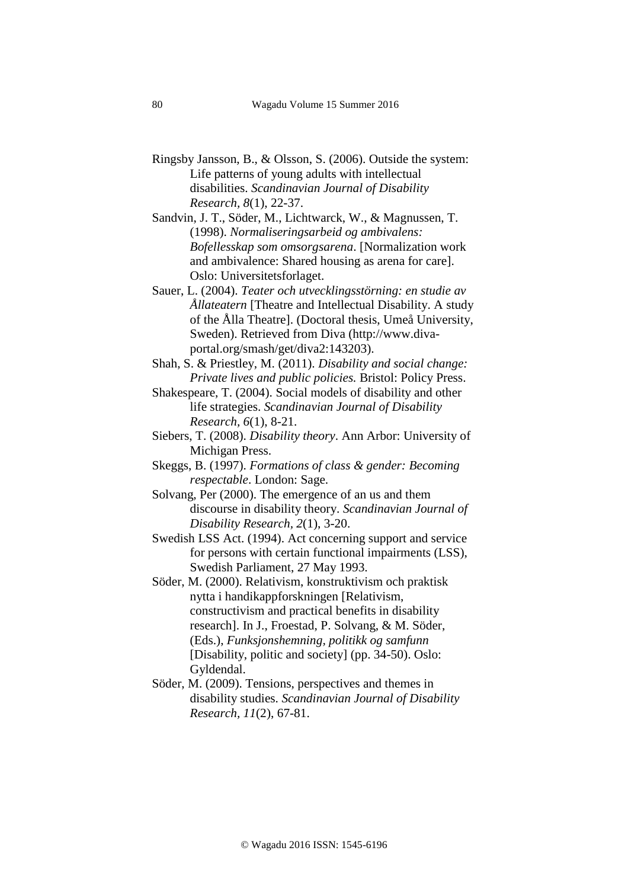Ringsby Jansson, B., & Olsson, S. (2006). Outside the system: Life patterns of young adults with intellectual disabilities. *Scandinavian Journal of Disability Research, 8*(1), 22-37.

Sandvin, J. T., Söder, M., Lichtwarck, W., & Magnussen, T. (1998). *Normaliseringsarbeid og ambivalens: Bofellesskap som omsorgsarena*. [Normalization work and ambivalence: Shared housing as arena for care]. Oslo: Universitetsforlaget.

Sauer, L. (2004). *Teater och utvecklingsstörning: en studie av Ållateatern* [Theatre and Intellectual Disability. A study of the Ålla Theatre]. (Doctoral thesis, Umeå University, Sweden). Retrieved from Diva (http://www.diva-portal.org/smash/get/diva2:143203).

Shah, S. & Priestley, M. (2011). *Disability and social change: Private lives and public policies.* Bristol: Policy Press.

Shakespeare, T. (2004). Social models of disability and other life strategies. *Scandinavian Journal of Disability Research, 6*(1), 8-21.

Siebers, T. (2008). *Disability theory*. Ann Arbor: University of Michigan Press.

Skeggs, B. (1997). *Formations of class & gender: Becoming respectable*. London: Sage.

Solvang, Per (2000). The emergence of an us and them discourse in disability theory. *Scandinavian Journal of Disability Research, 2*(1), 3-20.

Swedish LSS Act. (1994). Act concerning support and service for persons with certain functional impairments (LSS), Swedish Parliament, 27 May 1993.

Söder, M. (2000). Relativism, konstruktivism och praktisk nytta i handikappforskningen [Relativism, constructivism and practical benefits in disability research]. In J., Froestad, P. Solvang, & M. Söder, (Eds.), *Funksjonshemning, politikk og samfunn* [Disability, politic and society] (pp. 34-50). Oslo: Gyldendal.

Söder, M. (2009). Tensions, perspectives and themes in disability studies. *Scandinavian Journal of Disability Research, 11*(2), 67-81.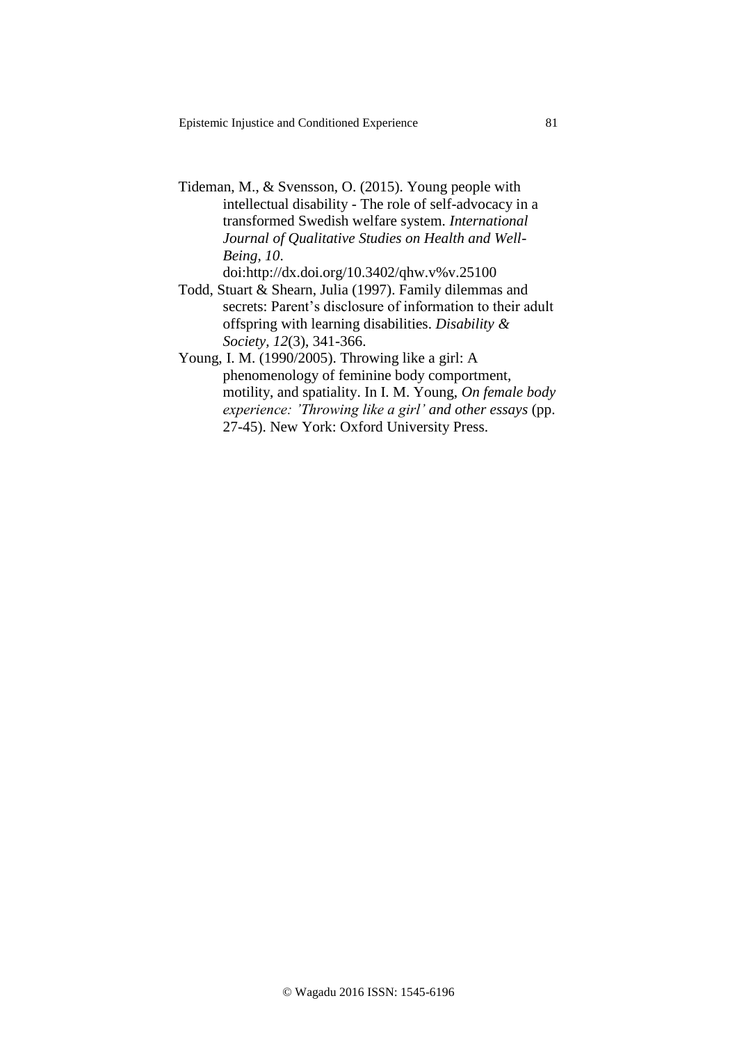Tideman, M., & Svensson, O. (2015). Young people with intellectual disability - The role of self-advocacy in a transformed Swedish welfare system. *International Journal of Qualitative Studies on Health and Well-Being, 10*. doi:http://dx.doi.org/10.3402/qhw.v%v.25100

Todd, Stuart & Shearn, Julia (1997). Family dilemmas and secrets: Parent's disclosure of information to their adult offspring with learning disabilities. *Disability & Society, 12*(3), 341-366.

Young, I. M. (1990/2005). Throwing like a girl: A phenomenology of feminine body comportment, motility, and spatiality. In I. M. Young, *On female body experience: 'Throwing like a girl' and other essays* (pp. 27-45). New York: Oxford University Press.